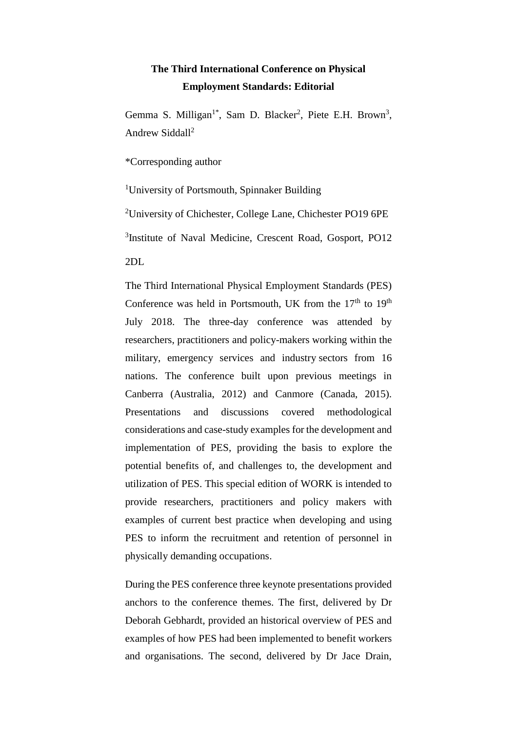# The Third International Conference on Physical Employment Standards: Editorial

Gemma S. Milligan[1*], Sam D. Blacker[2], Piete E.H. Brown[3], Andrew Siddall[2]

*Corresponding author

[1]University of Portsmouth, Spinnaker Building

[2]University of Chichester, College Lane, Chichester PO19 6PE

[3]Institute of Naval Medicine, Crescent Road, Gosport, PO12 2DL

The Third International Physical Employment Standards (PES) Conference was held in Portsmouth, UK from the 17th to 19th July 2018. The three-day conference was attended by researchers, practitioners and policy-makers working within the military, emergency services and industry sectors from 16 nations. The conference built upon previous meetings in Canberra (Australia, 2012) and Canmore (Canada, 2015). Presentations and discussions covered methodological considerations and case-study examples for the development and implementation of PES, providing the basis to explore the potential benefits of, and challenges to, the development and utilization of PES. This special edition of WORK is intended to provide researchers, practitioners and policy makers with examples of current best practice when developing and using PES to inform the recruitment and retention of personnel in physically demanding occupations.

During the PES conference three keynote presentations provided anchors to the conference themes. The first, delivered by Dr Deborah Gebhardt, provided an historical overview of PES and examples of how PES had been implemented to benefit workers and organisations. The second, delivered by Dr Jace Drain,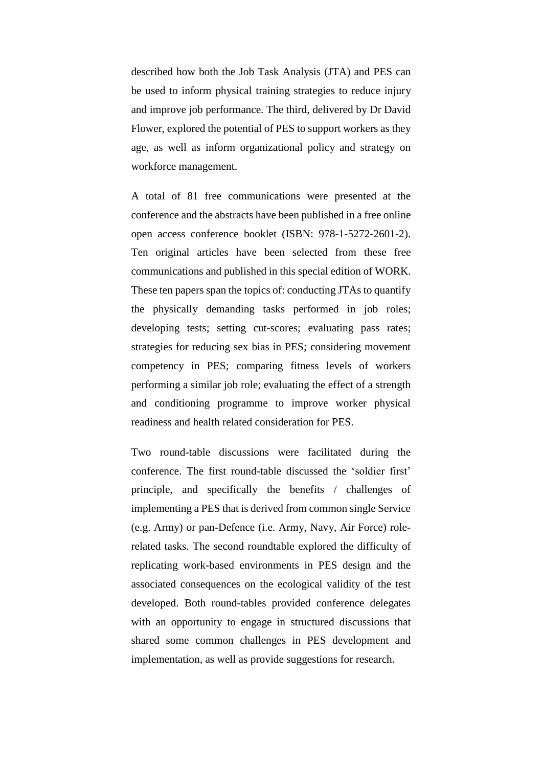described how both the Job Task Analysis (JTA) and PES can be used to inform physical training strategies to reduce injury and improve job performance. The third, delivered by Dr David Flower, explored the potential of PES to support workers as they age, as well as inform organizational policy and strategy on workforce management.

A total of 81 free communications were presented at the conference and the abstracts have been published in a free online open access conference booklet (ISBN: 978-1-5272-2601-2). Ten original articles have been selected from these free communications and published in this special edition of WORK. These ten papers span the topics of: conducting JTAs to quantify the physically demanding tasks performed in job roles; developing tests; setting cut-scores; evaluating pass rates; strategies for reducing sex bias in PES; considering movement competency in PES; comparing fitness levels of workers performing a similar job role; evaluating the effect of a strength and conditioning programme to improve worker physical readiness and health related consideration for PES.

Two round-table discussions were facilitated during the conference. The first round-table discussed the 'soldier first' principle, and specifically the benefits / challenges of implementing a PES that is derived from common single Service (e.g. Army) or pan-Defence (i.e. Army, Navy, Air Force) role-related tasks. The second roundtable explored the difficulty of replicating work-based environments in PES design and the associated consequences on the ecological validity of the test developed. Both round-tables provided conference delegates with an opportunity to engage in structured discussions that shared some common challenges in PES development and implementation, as well as provide suggestions for research.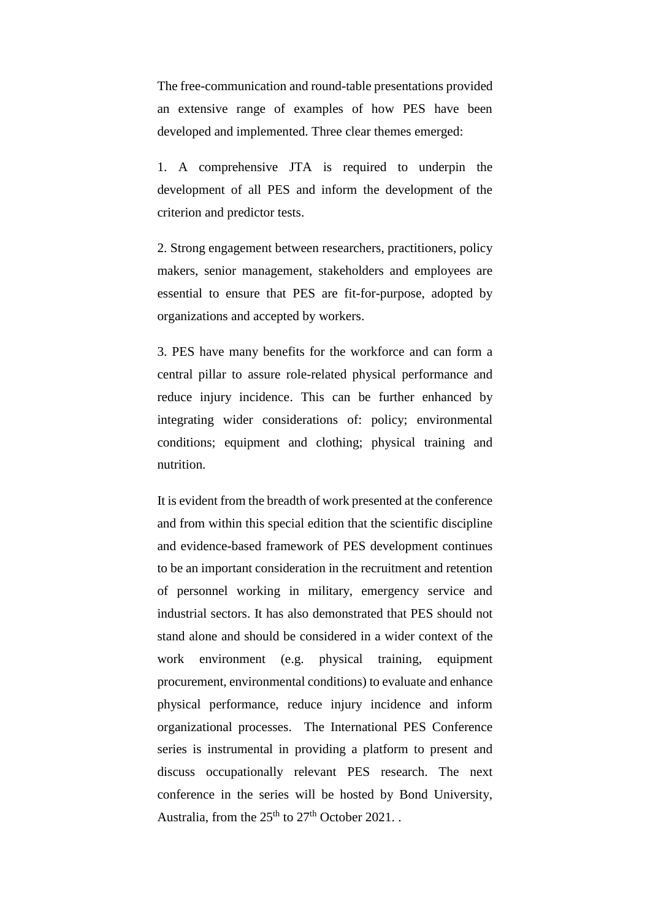The free-communication and round-table presentations provided an extensive range of examples of how PES have been developed and implemented. Three clear themes emerged:

1. A comprehensive JTA is required to underpin the development of all PES and inform the development of the criterion and predictor tests.

2. Strong engagement between researchers, practitioners, policy makers, senior management, stakeholders and employees are essential to ensure that PES are fit-for-purpose, adopted by organizations and accepted by workers.

3. PES have many benefits for the workforce and can form a central pillar to assure role-related physical performance and reduce injury incidence. This can be further enhanced by integrating wider considerations of: policy; environmental conditions; equipment and clothing; physical training and nutrition.

It is evident from the breadth of work presented at the conference and from within this special edition that the scientific discipline and evidence-based framework of PES development continues to be an important consideration in the recruitment and retention of personnel working in military, emergency service and industrial sectors. It has also demonstrated that PES should not stand alone and should be considered in a wider context of the work environment (e.g. physical training, equipment procurement, environmental conditions) to evaluate and enhance physical performance, reduce injury incidence and inform organizational processes. The International PES Conference series is instrumental in providing a platform to present and discuss occupationally relevant PES research. The next conference in the series will be hosted by Bond University, Australia, from the 25th to 27th October 2021. .